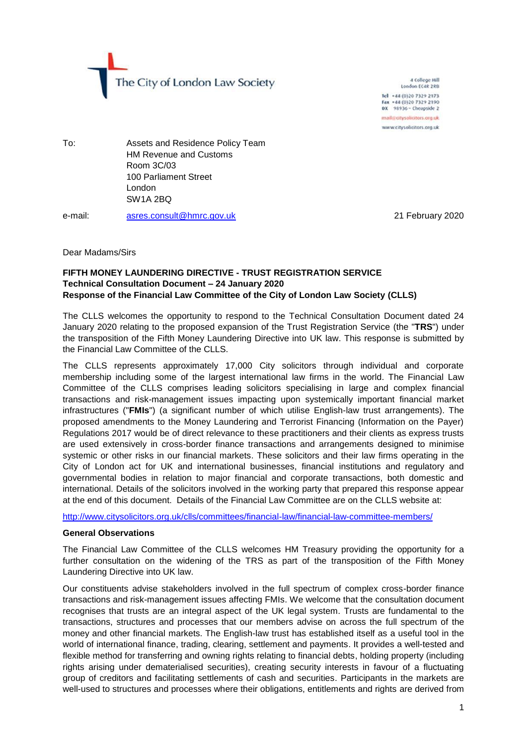The City of London Law Society

4 College Hill
London EC4R 2RB
Tel +44 (0)20 7329 2173
Fax +44 (0)20 7329 2190
DX 98936 – Cheapside 2
mail@citysolicitors.org.uk
www.citysolicitors.org.uk

To: Assets and Residence Policy Team
HM Revenue and Customs
Room 3C/03
100 Parliament Street
London
SW1A 2BQ

e-mail: asres.consult@hmrc.gov.uk

21 February 2020

Dear Madams/Sirs

**FIFTH MONEY LAUNDERING DIRECTIVE - TRUST REGISTRATION SERVICE**
**Technical Consultation Document – 24 January 2020**
**Response of the Financial Law Committee of the City of London Law Society (CLLS)**

The CLLS welcomes the opportunity to respond to the Technical Consultation Document dated 24 January 2020 relating to the proposed expansion of the Trust Registration Service (the "**TRS**") under the transposition of the Fifth Money Laundering Directive into UK law. This response is submitted by the Financial Law Committee of the CLLS.

The CLLS represents approximately 17,000 City solicitors through individual and corporate membership including some of the largest international law firms in the world. The Financial Law Committee of the CLLS comprises leading solicitors specialising in large and complex financial transactions and risk-management issues impacting upon systemically important financial market infrastructures ("**FMIs**") (a significant number of which utilise English-law trust arrangements). The proposed amendments to the Money Laundering and Terrorist Financing (Information on the Payer) Regulations 2017 would be of direct relevance to these practitioners and their clients as express trusts are used extensively in cross-border finance transactions and arrangements designed to minimise systemic or other risks in our financial markets. These solicitors and their law firms operating in the City of London act for UK and international businesses, financial institutions and regulatory and governmental bodies in relation to major financial and corporate transactions, both domestic and international. Details of the solicitors involved in the working party that prepared this response appear at the end of this document. Details of the Financial Law Committee are on the CLLS website at:

http://www.citysolicitors.org.uk/clls/committees/financial-law/financial-law-committee-members/

**General Observations**

The Financial Law Committee of the CLLS welcomes HM Treasury providing the opportunity for a further consultation on the widening of the TRS as part of the transposition of the Fifth Money Laundering Directive into UK law.

Our constituents advise stakeholders involved in the full spectrum of complex cross-border finance transactions and risk-management issues affecting FMIs. We welcome that the consultation document recognises that trusts are an integral aspect of the UK legal system. Trusts are fundamental to the transactions, structures and processes that our members advise on across the full spectrum of the money and other financial markets. The English-law trust has established itself as a useful tool in the world of international finance, trading, clearing, settlement and payments. It provides a well-tested and flexible method for transferring and owning rights relating to financial debts, holding property (including rights arising under dematerialised securities), creating security interests in favour of a fluctuating group of creditors and facilitating settlements of cash and securities. Participants in the markets are well-used to structures and processes where their obligations, entitlements and rights are derived from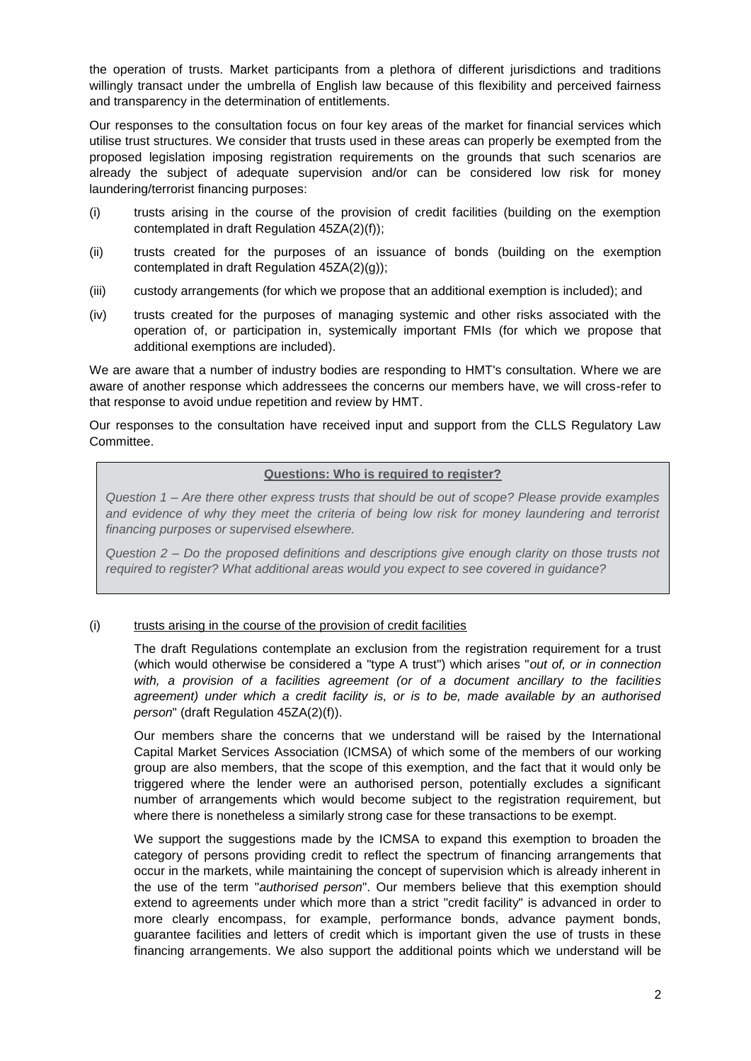the operation of trusts. Market participants from a plethora of different jurisdictions and traditions willingly transact under the umbrella of English law because of this flexibility and perceived fairness and transparency in the determination of entitlements.

Our responses to the consultation focus on four key areas of the market for financial services which utilise trust structures. We consider that trusts used in these areas can properly be exempted from the proposed legislation imposing registration requirements on the grounds that such scenarios are already the subject of adequate supervision and/or can be considered low risk for money laundering/terrorist financing purposes:

(i) trusts arising in the course of the provision of credit facilities (building on the exemption contemplated in draft Regulation 45ZA(2)(f));

(ii) trusts created for the purposes of an issuance of bonds (building on the exemption contemplated in draft Regulation 45ZA(2)(g));

(iii) custody arrangements (for which we propose that an additional exemption is included); and

(iv) trusts created for the purposes of managing systemic and other risks associated with the operation of, or participation in, systemically important FMIs (for which we propose that additional exemptions are included).

We are aware that a number of industry bodies are responding to HMT's consultation. Where we are aware of another response which addressees the concerns our members have, we will cross-refer to that response to avoid undue repetition and review by HMT.

Our responses to the consultation have received input and support from the CLLS Regulatory Law Committee.

**Questions: Who is required to register?**

*Question 1 – Are there other express trusts that should be out of scope? Please provide examples and evidence of why they meet the criteria of being low risk for money laundering and terrorist financing purposes or supervised elsewhere.*

*Question 2 – Do the proposed definitions and descriptions give enough clarity on those trusts not required to register? What additional areas would you expect to see covered in guidance?*

(i) trusts arising in the course of the provision of credit facilities

The draft Regulations contemplate an exclusion from the registration requirement for a trust (which would otherwise be considered a "type A trust") which arises "*out of, or in connection with, a provision of a facilities agreement (or of a document ancillary to the facilities agreement) under which a credit facility is, or is to be, made available by an authorised person*" (draft Regulation 45ZA(2)(f)).

Our members share the concerns that we understand will be raised by the International Capital Market Services Association (ICMSA) of which some of the members of our working group are also members, that the scope of this exemption, and the fact that it would only be triggered where the lender were an authorised person, potentially excludes a significant number of arrangements which would become subject to the registration requirement, but where there is nonetheless a similarly strong case for these transactions to be exempt.

We support the suggestions made by the ICMSA to expand this exemption to broaden the category of persons providing credit to reflect the spectrum of financing arrangements that occur in the markets, while maintaining the concept of supervision which is already inherent in the use of the term "*authorised person*". Our members believe that this exemption should extend to agreements under which more than a strict "credit facility" is advanced in order to more clearly encompass, for example, performance bonds, advance payment bonds, guarantee facilities and letters of credit which is important given the use of trusts in these financing arrangements. We also support the additional points which we understand will be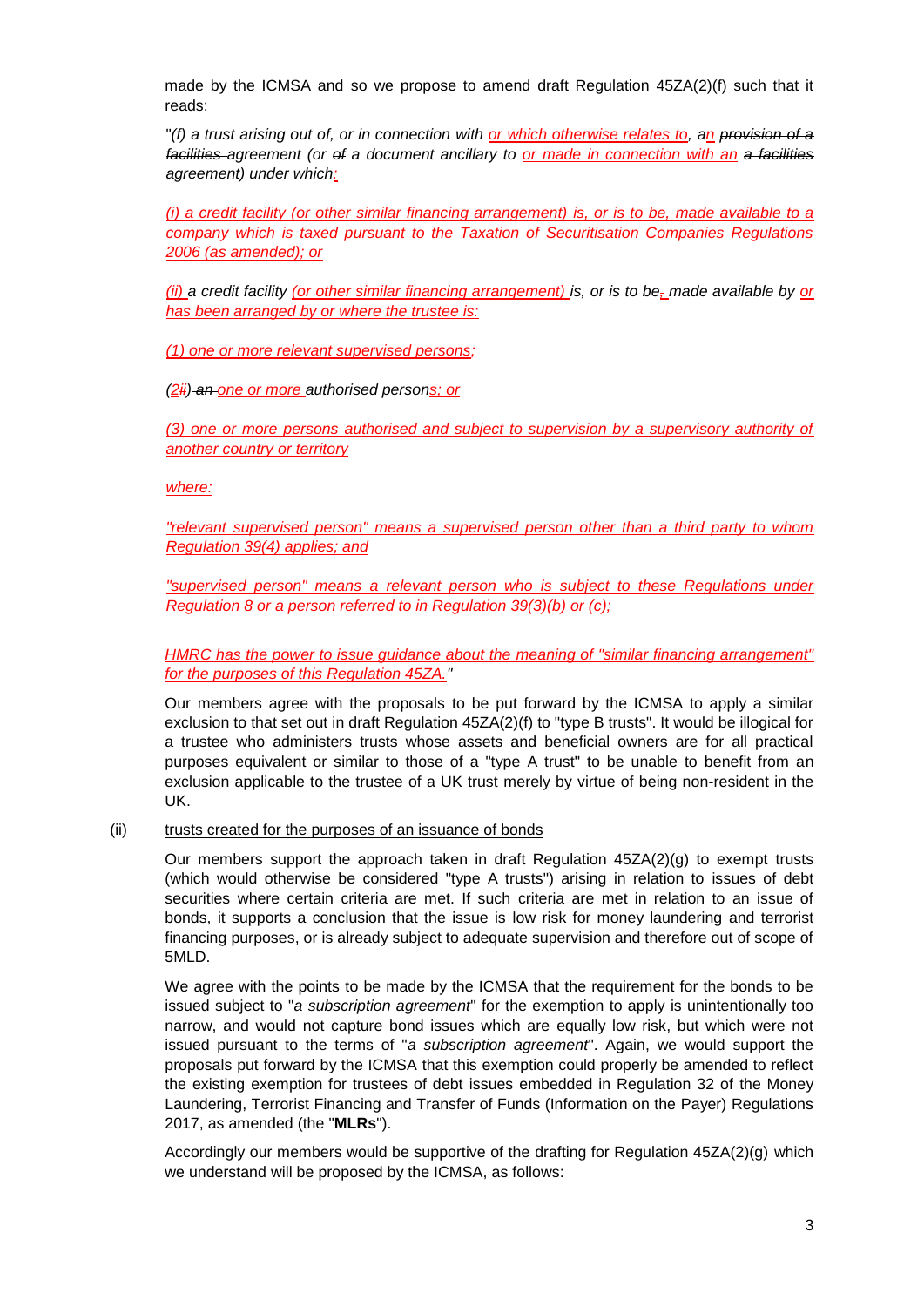made by the ICMSA and so we propose to amend draft Regulation 45ZA(2)(f) such that it reads:

"*(f) a trust arising out of, or in connection with or which otherwise relates to, an ~~provision of a facilities~~ agreement (or ~~of~~ a document ancillary to or made in connection with an ~~a facilities~~ agreement) under which:*

*(i) a credit facility (or other similar financing arrangement) is, or is to be, made available to a company which is taxed pursuant to the Taxation of Securitisation Companies Regulations 2006 (as amended); or*

*(ii) a credit facility (or other similar financing arrangement) is, or is to be~~,~~ made available by or has been arranged by or where the trustee is:*

*(1) one or more relevant supervised persons;*

*(2~~ii~~) ~~an~~ one or more authorised persons; or*

*(3) one or more persons authorised and subject to supervision by a supervisory authority of another country or territory*

*where:*

*"relevant supervised person" means a supervised person other than a third party to whom Regulation 39(4) applies; and*

*"supervised person" means a relevant person who is subject to these Regulations under Regulation 8 or a person referred to in Regulation 39(3)(b) or (c);*

*HMRC has the power to issue guidance about the meaning of "similar financing arrangement" for the purposes of this Regulation 45ZA."*

Our members agree with the proposals to be put forward by the ICMSA to apply a similar exclusion to that set out in draft Regulation 45ZA(2)(f) to "type B trusts". It would be illogical for a trustee who administers trusts whose assets and beneficial owners are for all practical purposes equivalent or similar to those of a "type A trust" to be unable to benefit from an exclusion applicable to the trustee of a UK trust merely by virtue of being non-resident in the UK.

(ii) trusts created for the purposes of an issuance of bonds

Our members support the approach taken in draft Regulation 45ZA(2)(g) to exempt trusts (which would otherwise be considered "type A trusts") arising in relation to issues of debt securities where certain criteria are met. If such criteria are met in relation to an issue of bonds, it supports a conclusion that the issue is low risk for money laundering and terrorist financing purposes, or is already subject to adequate supervision and therefore out of scope of 5MLD.

We agree with the points to be made by the ICMSA that the requirement for the bonds to be issued subject to "*a subscription agreement*" for the exemption to apply is unintentionally too narrow, and would not capture bond issues which are equally low risk, but which were not issued pursuant to the terms of "*a subscription agreement*". Again, we would support the proposals put forward by the ICMSA that this exemption could properly be amended to reflect the existing exemption for trustees of debt issues embedded in Regulation 32 of the Money Laundering, Terrorist Financing and Transfer of Funds (Information on the Payer) Regulations 2017, as amended (the "**MLRs**").

Accordingly our members would be supportive of the drafting for Regulation 45ZA(2)(g) which we understand will be proposed by the ICMSA, as follows: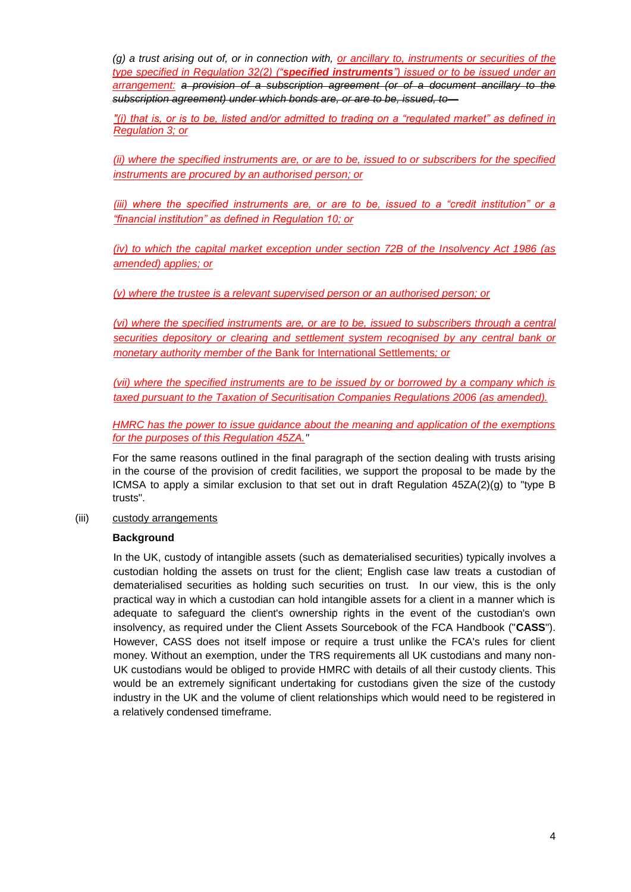*(g) a trust arising out of, or in connection with, or ancillary to, instruments or securities of the type specified in Regulation 32(2) ("**specified instruments**") issued or to be issued under an arrangement:* ~~*a provision of a subscription agreement (or of a document ancillary to the subscription agreement) under which bonds are, or are to be, issued, to—*~~

*"(i) that is, or is to be, listed and/or admitted to trading on a "regulated market" as defined in Regulation 3; or*

*(ii) where the specified instruments are, or are to be, issued to or subscribers for the specified instruments are procured by an authorised person; or*

*(iii) where the specified instruments are, or are to be, issued to a "credit institution" or a "financial institution" as defined in Regulation 10; or*

*(iv) to which the capital market exception under section 72B of the Insolvency Act 1986 (as amended) applies; or*

*(v) where the trustee is a relevant supervised person or an authorised person; or*

*(vi) where the specified instruments are, or are to be, issued to subscribers through a central securities depository or clearing and settlement system recognised by any central bank or monetary authority member of the* Bank for International Settlements*; or*

*(vii) where the specified instruments are to be issued by or borrowed by a company which is taxed pursuant to the Taxation of Securitisation Companies Regulations 2006 (as amended).*

*HMRC has the power to issue guidance about the meaning and application of the exemptions for the purposes of this Regulation 45ZA."*

For the same reasons outlined in the final paragraph of the section dealing with trusts arising in the course of the provision of credit facilities, we support the proposal to be made by the ICMSA to apply a similar exclusion to that set out in draft Regulation 45ZA(2)(g) to "type B trusts".

(iii) custody arrangements

**Background**

In the UK, custody of intangible assets (such as dematerialised securities) typically involves a custodian holding the assets on trust for the client; English case law treats a custodian of dematerialised securities as holding such securities on trust. In our view, this is the only practical way in which a custodian can hold intangible assets for a client in a manner which is adequate to safeguard the client's ownership rights in the event of the custodian's own insolvency, as required under the Client Assets Sourcebook of the FCA Handbook ("**CASS**"). However, CASS does not itself impose or require a trust unlike the FCA's rules for client money. Without an exemption, under the TRS requirements all UK custodians and many non-UK custodians would be obliged to provide HMRC with details of all their custody clients. This would be an extremely significant undertaking for custodians given the size of the custody industry in the UK and the volume of client relationships which would need to be registered in a relatively condensed timeframe.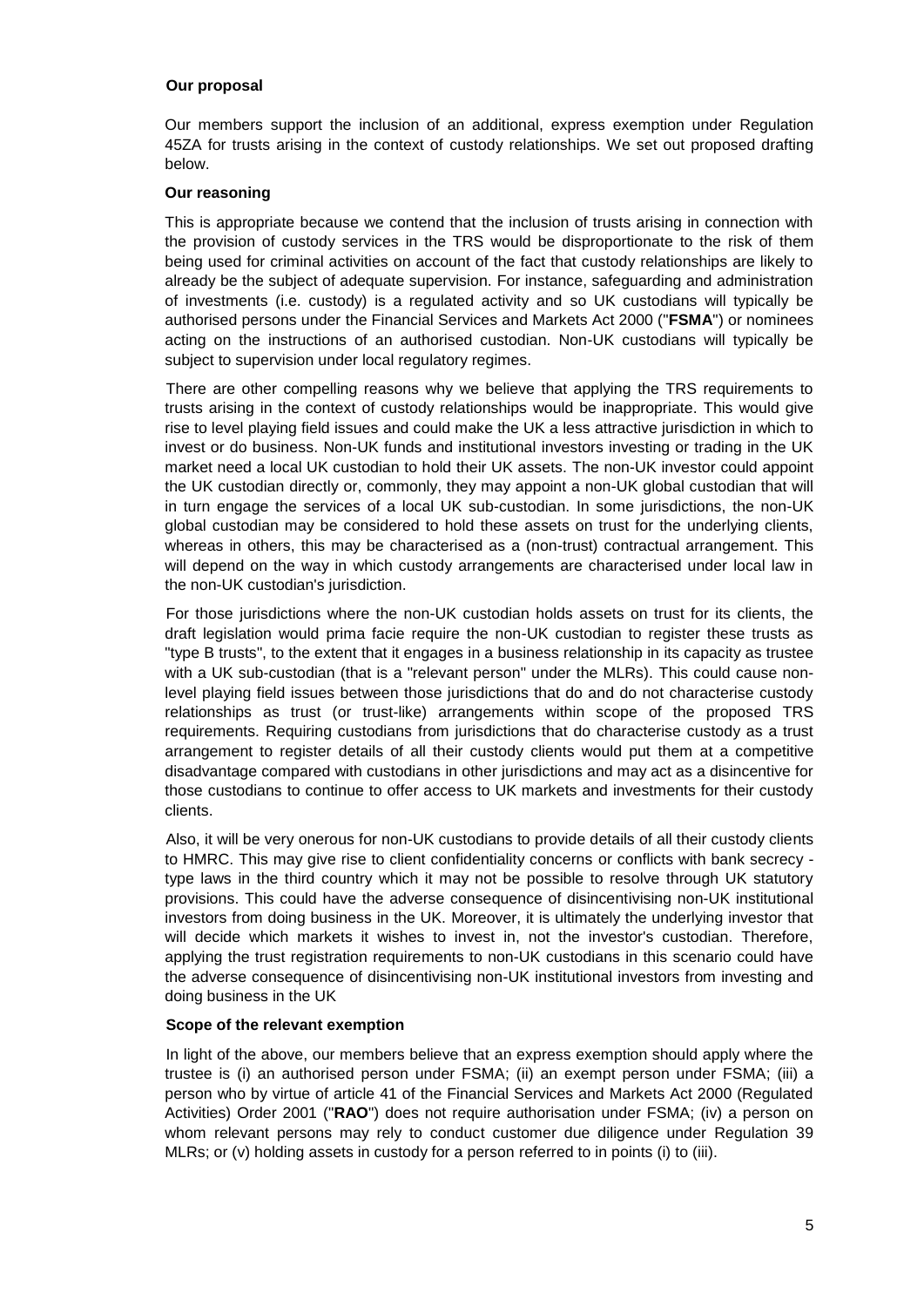**Our proposal**

Our members support the inclusion of an additional, express exemption under Regulation 45ZA for trusts arising in the context of custody relationships. We set out proposed drafting below.

**Our reasoning**

This is appropriate because we contend that the inclusion of trusts arising in connection with the provision of custody services in the TRS would be disproportionate to the risk of them being used for criminal activities on account of the fact that custody relationships are likely to already be the subject of adequate supervision. For instance, safeguarding and administration of investments (i.e. custody) is a regulated activity and so UK custodians will typically be authorised persons under the Financial Services and Markets Act 2000 ("**FSMA**") or nominees acting on the instructions of an authorised custodian. Non-UK custodians will typically be subject to supervision under local regulatory regimes.

There are other compelling reasons why we believe that applying the TRS requirements to trusts arising in the context of custody relationships would be inappropriate. This would give rise to level playing field issues and could make the UK a less attractive jurisdiction in which to invest or do business. Non-UK funds and institutional investors investing or trading in the UK market need a local UK custodian to hold their UK assets. The non-UK investor could appoint the UK custodian directly or, commonly, they may appoint a non-UK global custodian that will in turn engage the services of a local UK sub-custodian. In some jurisdictions, the non-UK global custodian may be considered to hold these assets on trust for the underlying clients, whereas in others, this may be characterised as a (non-trust) contractual arrangement. This will depend on the way in which custody arrangements are characterised under local law in the non-UK custodian's jurisdiction.

For those jurisdictions where the non-UK custodian holds assets on trust for its clients, the draft legislation would prima facie require the non-UK custodian to register these trusts as "type B trusts", to the extent that it engages in a business relationship in its capacity as trustee with a UK sub-custodian (that is a "relevant person" under the MLRs). This could cause non-level playing field issues between those jurisdictions that do and do not characterise custody relationships as trust (or trust-like) arrangements within scope of the proposed TRS requirements. Requiring custodians from jurisdictions that do characterise custody as a trust arrangement to register details of all their custody clients would put them at a competitive disadvantage compared with custodians in other jurisdictions and may act as a disincentive for those custodians to continue to offer access to UK markets and investments for their custody clients.

Also, it will be very onerous for non-UK custodians to provide details of all their custody clients to HMRC. This may give rise to client confidentiality concerns or conflicts with bank secrecy - type laws in the third country which it may not be possible to resolve through UK statutory provisions. This could have the adverse consequence of disincentivising non-UK institutional investors from doing business in the UK. Moreover, it is ultimately the underlying investor that will decide which markets it wishes to invest in, not the investor's custodian. Therefore, applying the trust registration requirements to non-UK custodians in this scenario could have the adverse consequence of disincentivising non-UK institutional investors from investing and doing business in the UK

**Scope of the relevant exemption**

In light of the above, our members believe that an express exemption should apply where the trustee is (i) an authorised person under FSMA; (ii) an exempt person under FSMA; (iii) a person who by virtue of article 41 of the Financial Services and Markets Act 2000 (Regulated Activities) Order 2001 ("**RAO**") does not require authorisation under FSMA; (iv) a person on whom relevant persons may rely to conduct customer due diligence under Regulation 39 MLRs; or (v) holding assets in custody for a person referred to in points (i) to (iii).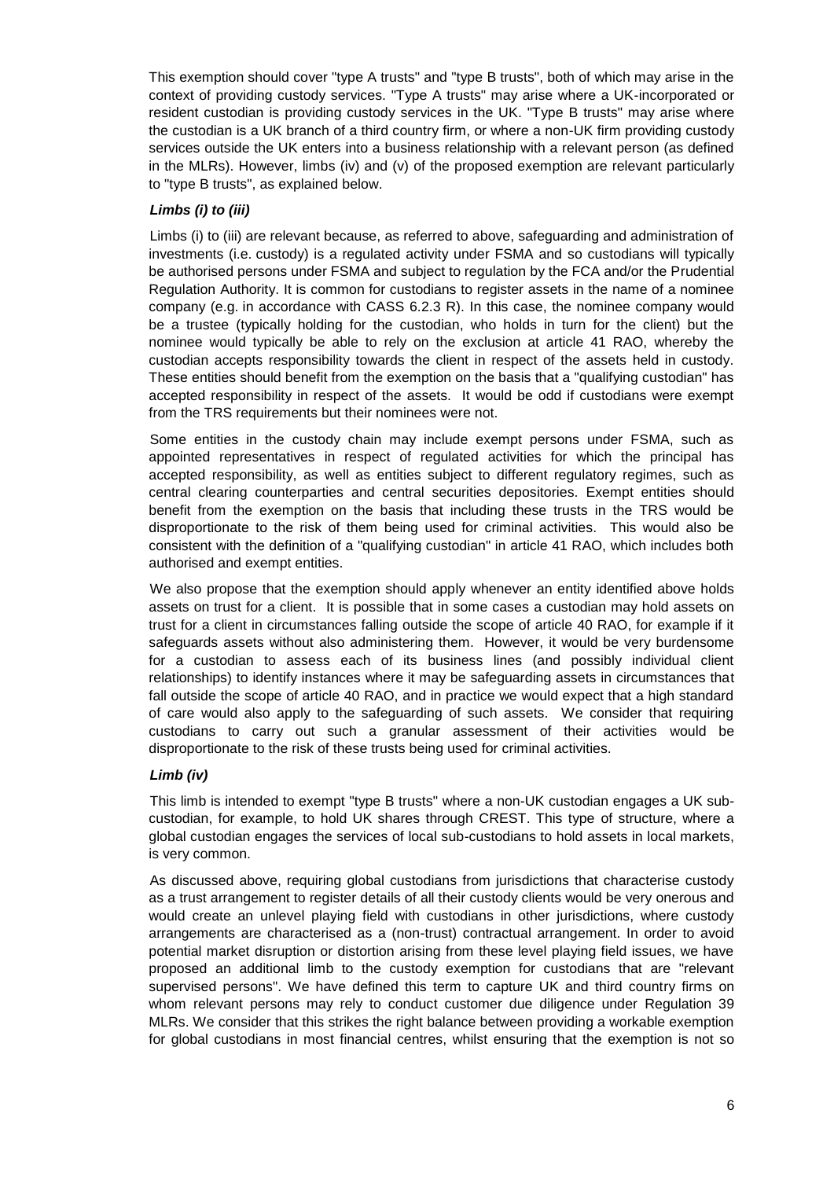This exemption should cover "type A trusts" and "type B trusts", both of which may arise in the context of providing custody services. "Type A trusts" may arise where a UK-incorporated or resident custodian is providing custody services in the UK. "Type B trusts" may arise where the custodian is a UK branch of a third country firm, or where a non-UK firm providing custody services outside the UK enters into a business relationship with a relevant person (as defined in the MLRs). However, limbs (iv) and (v) of the proposed exemption are relevant particularly to "type B trusts", as explained below.

***Limbs (i) to (iii)***

Limbs (i) to (iii) are relevant because, as referred to above, safeguarding and administration of investments (i.e. custody) is a regulated activity under FSMA and so custodians will typically be authorised persons under FSMA and subject to regulation by the FCA and/or the Prudential Regulation Authority. It is common for custodians to register assets in the name of a nominee company (e.g. in accordance with CASS 6.2.3 R). In this case, the nominee company would be a trustee (typically holding for the custodian, who holds in turn for the client) but the nominee would typically be able to rely on the exclusion at article 41 RAO, whereby the custodian accepts responsibility towards the client in respect of the assets held in custody. These entities should benefit from the exemption on the basis that a "qualifying custodian" has accepted responsibility in respect of the assets. It would be odd if custodians were exempt from the TRS requirements but their nominees were not.

Some entities in the custody chain may include exempt persons under FSMA, such as appointed representatives in respect of regulated activities for which the principal has accepted responsibility, as well as entities subject to different regulatory regimes, such as central clearing counterparties and central securities depositories. Exempt entities should benefit from the exemption on the basis that including these trusts in the TRS would be disproportionate to the risk of them being used for criminal activities. This would also be consistent with the definition of a "qualifying custodian" in article 41 RAO, which includes both authorised and exempt entities.

We also propose that the exemption should apply whenever an entity identified above holds assets on trust for a client. It is possible that in some cases a custodian may hold assets on trust for a client in circumstances falling outside the scope of article 40 RAO, for example if it safeguards assets without also administering them. However, it would be very burdensome for a custodian to assess each of its business lines (and possibly individual client relationships) to identify instances where it may be safeguarding assets in circumstances that fall outside the scope of article 40 RAO, and in practice we would expect that a high standard of care would also apply to the safeguarding of such assets. We consider that requiring custodians to carry out such a granular assessment of their activities would be disproportionate to the risk of these trusts being used for criminal activities.

***Limb (iv)***

This limb is intended to exempt "type B trusts" where a non-UK custodian engages a UK sub-custodian, for example, to hold UK shares through CREST. This type of structure, where a global custodian engages the services of local sub-custodians to hold assets in local markets, is very common.

As discussed above, requiring global custodians from jurisdictions that characterise custody as a trust arrangement to register details of all their custody clients would be very onerous and would create an unlevel playing field with custodians in other jurisdictions, where custody arrangements are characterised as a (non-trust) contractual arrangement. In order to avoid potential market disruption or distortion arising from these level playing field issues, we have proposed an additional limb to the custody exemption for custodians that are "relevant supervised persons". We have defined this term to capture UK and third country firms on whom relevant persons may rely to conduct customer due diligence under Regulation 39 MLRs. We consider that this strikes the right balance between providing a workable exemption for global custodians in most financial centres, whilst ensuring that the exemption is not so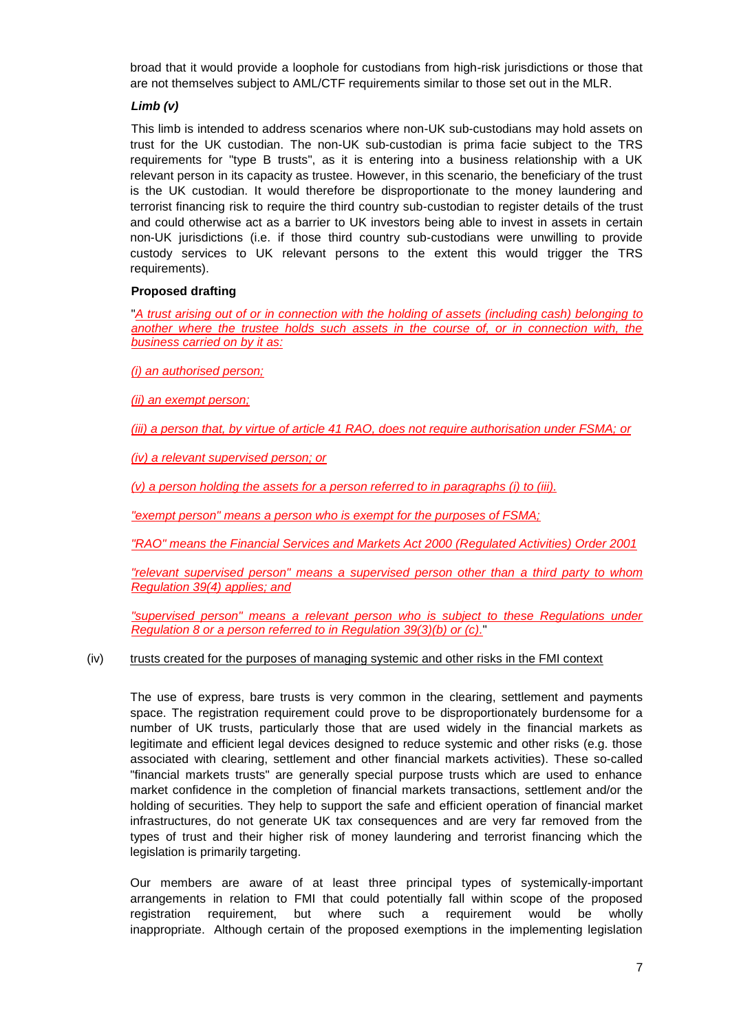broad that it would provide a loophole for custodians from high-risk jurisdictions or those that are not themselves subject to AML/CTF requirements similar to those set out in the MLR.

***Limb (v)***

This limb is intended to address scenarios where non-UK sub-custodians may hold assets on trust for the UK custodian. The non-UK sub-custodian is prima facie subject to the TRS requirements for "type B trusts", as it is entering into a business relationship with a UK relevant person in its capacity as trustee. However, in this scenario, the beneficiary of the trust is the UK custodian. It would therefore be disproportionate to the money laundering and terrorist financing risk to require the third country sub-custodian to register details of the trust and could otherwise act as a barrier to UK investors being able to invest in assets in certain non-UK jurisdictions (i.e. if those third country sub-custodians were unwilling to provide custody services to UK relevant persons to the extent this would trigger the TRS requirements).

**Proposed drafting**

"*A trust arising out of or in connection with the holding of assets (including cash) belonging to another where the trustee holds such assets in the course of, or in connection with, the business carried on by it as:*

*(i) an authorised person;*

*(ii) an exempt person;*

*(iii) a person that, by virtue of article 41 RAO, does not require authorisation under FSMA; or*

*(iv) a relevant supervised person; or*

*(v) a person holding the assets for a person referred to in paragraphs (i) to (iii).*

*"exempt person" means a person who is exempt for the purposes of FSMA;*

*"RAO" means the Financial Services and Markets Act 2000 (Regulated Activities) Order 2001*

*"relevant supervised person" means a supervised person other than a third party to whom Regulation 39(4) applies; and*

*"supervised person" means a relevant person who is subject to these Regulations under Regulation 8 or a person referred to in Regulation 39(3)(b) or (c).*"

(iv) trusts created for the purposes of managing systemic and other risks in the FMI context

The use of express, bare trusts is very common in the clearing, settlement and payments space. The registration requirement could prove to be disproportionately burdensome for a number of UK trusts, particularly those that are used widely in the financial markets as legitimate and efficient legal devices designed to reduce systemic and other risks (e.g. those associated with clearing, settlement and other financial markets activities). These so-called "financial markets trusts" are generally special purpose trusts which are used to enhance market confidence in the completion of financial markets transactions, settlement and/or the holding of securities. They help to support the safe and efficient operation of financial market infrastructures, do not generate UK tax consequences and are very far removed from the types of trust and their higher risk of money laundering and terrorist financing which the legislation is primarily targeting.

Our members are aware of at least three principal types of systemically-important arrangements in relation to FMI that could potentially fall within scope of the proposed registration requirement, but where such a requirement would be wholly inappropriate. Although certain of the proposed exemptions in the implementing legislation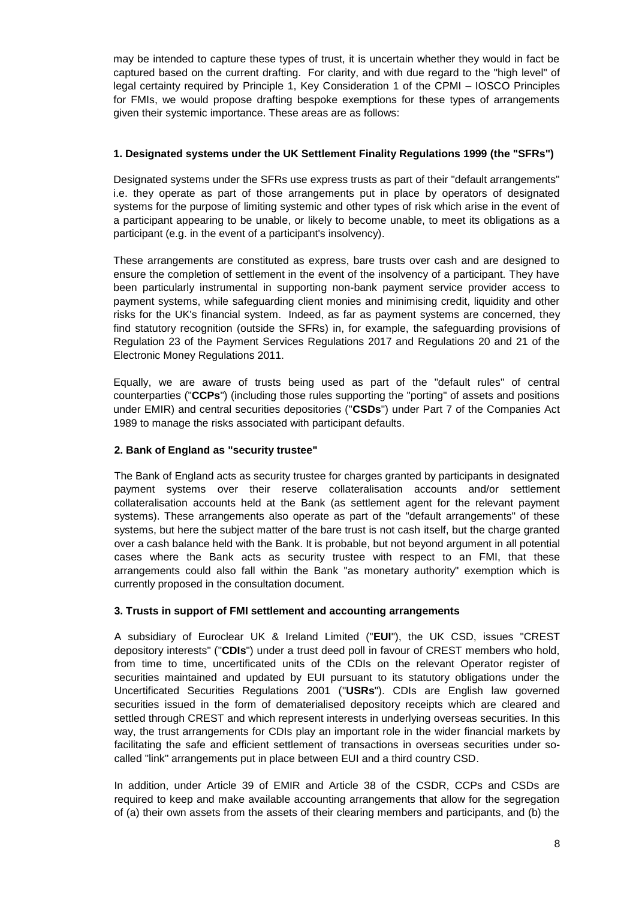may be intended to capture these types of trust, it is uncertain whether they would in fact be captured based on the current drafting. For clarity, and with due regard to the "high level" of legal certainty required by Principle 1, Key Consideration 1 of the CPMI – IOSCO Principles for FMIs, we would propose drafting bespoke exemptions for these types of arrangements given their systemic importance. These areas are as follows:

**1. Designated systems under the UK Settlement Finality Regulations 1999 (the "SFRs")**

Designated systems under the SFRs use express trusts as part of their "default arrangements" i.e. they operate as part of those arrangements put in place by operators of designated systems for the purpose of limiting systemic and other types of risk which arise in the event of a participant appearing to be unable, or likely to become unable, to meet its obligations as a participant (e.g. in the event of a participant's insolvency).

These arrangements are constituted as express, bare trusts over cash and are designed to ensure the completion of settlement in the event of the insolvency of a participant. They have been particularly instrumental in supporting non-bank payment service provider access to payment systems, while safeguarding client monies and minimising credit, liquidity and other risks for the UK's financial system. Indeed, as far as payment systems are concerned, they find statutory recognition (outside the SFRs) in, for example, the safeguarding provisions of Regulation 23 of the Payment Services Regulations 2017 and Regulations 20 and 21 of the Electronic Money Regulations 2011.

Equally, we are aware of trusts being used as part of the "default rules" of central counterparties ("**CCPs**") (including those rules supporting the "porting" of assets and positions under EMIR) and central securities depositories ("**CSDs**") under Part 7 of the Companies Act 1989 to manage the risks associated with participant defaults.

**2. Bank of England as "security trustee"**

The Bank of England acts as security trustee for charges granted by participants in designated payment systems over their reserve collateralisation accounts and/or settlement collateralisation accounts held at the Bank (as settlement agent for the relevant payment systems). These arrangements also operate as part of the "default arrangements" of these systems, but here the subject matter of the bare trust is not cash itself, but the charge granted over a cash balance held with the Bank. It is probable, but not beyond argument in all potential cases where the Bank acts as security trustee with respect to an FMI, that these arrangements could also fall within the Bank "as monetary authority" exemption which is currently proposed in the consultation document.

**3. Trusts in support of FMI settlement and accounting arrangements**

A subsidiary of Euroclear UK & Ireland Limited ("**EUI**"), the UK CSD, issues "CREST depository interests" ("**CDIs**") under a trust deed poll in favour of CREST members who hold, from time to time, uncertificated units of the CDIs on the relevant Operator register of securities maintained and updated by EUI pursuant to its statutory obligations under the Uncertificated Securities Regulations 2001 ("**USRs**"). CDIs are English law governed securities issued in the form of dematerialised depository receipts which are cleared and settled through CREST and which represent interests in underlying overseas securities. In this way, the trust arrangements for CDIs play an important role in the wider financial markets by facilitating the safe and efficient settlement of transactions in overseas securities under so-called "link" arrangements put in place between EUI and a third country CSD.

In addition, under Article 39 of EMIR and Article 38 of the CSDR, CCPs and CSDs are required to keep and make available accounting arrangements that allow for the segregation of (a) their own assets from the assets of their clearing members and participants, and (b) the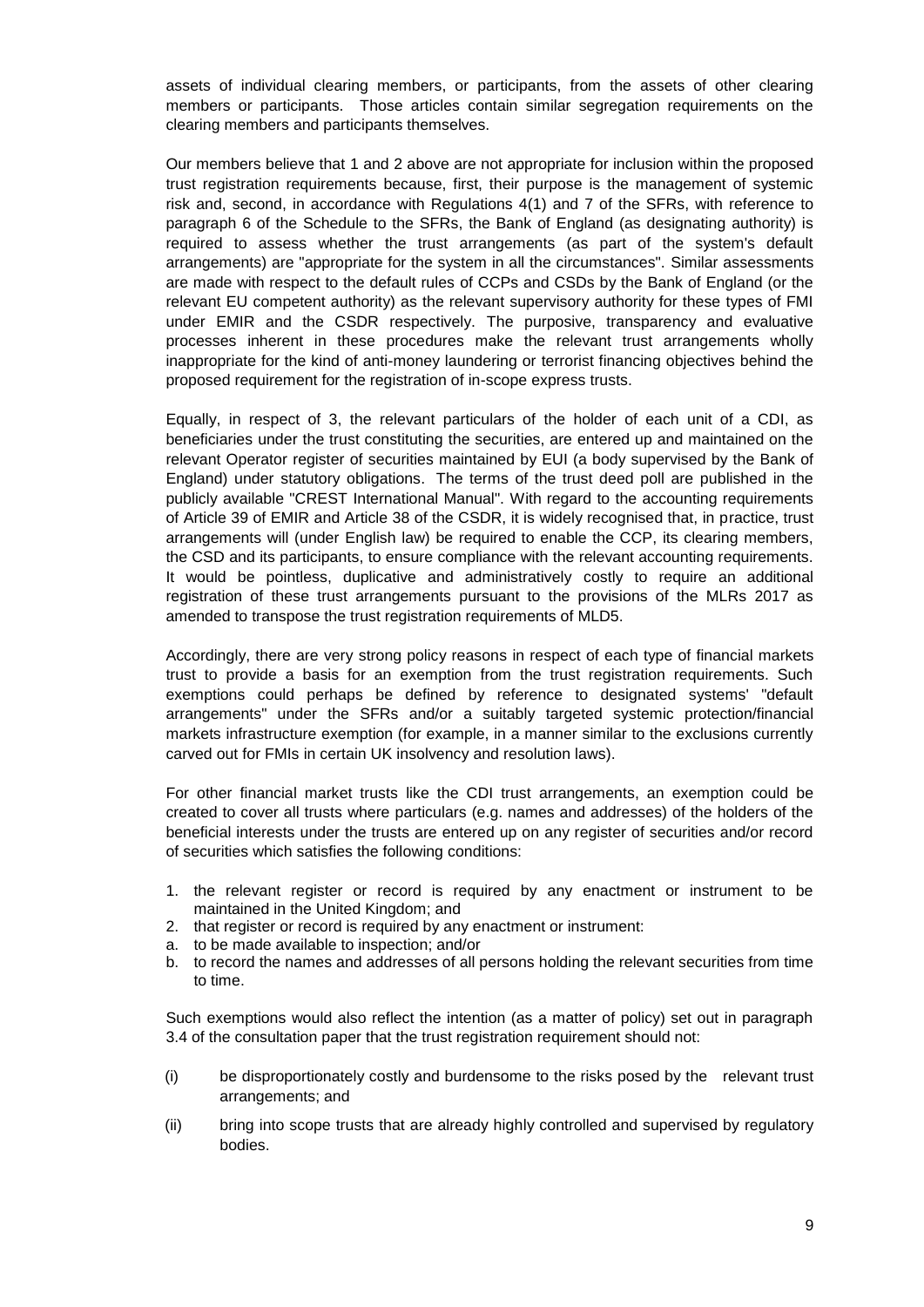assets of individual clearing members, or participants, from the assets of other clearing members or participants. Those articles contain similar segregation requirements on the clearing members and participants themselves.

Our members believe that 1 and 2 above are not appropriate for inclusion within the proposed trust registration requirements because, first, their purpose is the management of systemic risk and, second, in accordance with Regulations 4(1) and 7 of the SFRs, with reference to paragraph 6 of the Schedule to the SFRs, the Bank of England (as designating authority) is required to assess whether the trust arrangements (as part of the system's default arrangements) are "appropriate for the system in all the circumstances". Similar assessments are made with respect to the default rules of CCPs and CSDs by the Bank of England (or the relevant EU competent authority) as the relevant supervisory authority for these types of FMI under EMIR and the CSDR respectively. The purposive, transparency and evaluative processes inherent in these procedures make the relevant trust arrangements wholly inappropriate for the kind of anti-money laundering or terrorist financing objectives behind the proposed requirement for the registration of in-scope express trusts.

Equally, in respect of 3, the relevant particulars of the holder of each unit of a CDI, as beneficiaries under the trust constituting the securities, are entered up and maintained on the relevant Operator register of securities maintained by EUI (a body supervised by the Bank of England) under statutory obligations. The terms of the trust deed poll are published in the publicly available "CREST International Manual". With regard to the accounting requirements of Article 39 of EMIR and Article 38 of the CSDR, it is widely recognised that, in practice, trust arrangements will (under English law) be required to enable the CCP, its clearing members, the CSD and its participants, to ensure compliance with the relevant accounting requirements. It would be pointless, duplicative and administratively costly to require an additional registration of these trust arrangements pursuant to the provisions of the MLRs 2017 as amended to transpose the trust registration requirements of MLD5.

Accordingly, there are very strong policy reasons in respect of each type of financial markets trust to provide a basis for an exemption from the trust registration requirements. Such exemptions could perhaps be defined by reference to designated systems' "default arrangements" under the SFRs and/or a suitably targeted systemic protection/financial markets infrastructure exemption (for example, in a manner similar to the exclusions currently carved out for FMIs in certain UK insolvency and resolution laws).

For other financial market trusts like the CDI trust arrangements, an exemption could be created to cover all trusts where particulars (e.g. names and addresses) of the holders of the beneficial interests under the trusts are entered up on any register of securities and/or record of securities which satisfies the following conditions:

1. the relevant register or record is required by any enactment or instrument to be maintained in the United Kingdom; and
2. that register or record is required by any enactment or instrument:

a. to be made available to inspection; and/or
b. to record the names and addresses of all persons holding the relevant securities from time to time.

Such exemptions would also reflect the intention (as a matter of policy) set out in paragraph 3.4 of the consultation paper that the trust registration requirement should not:

(i) be disproportionately costly and burdensome to the risks posed by the relevant trust arrangements; and

(ii) bring into scope trusts that are already highly controlled and supervised by regulatory bodies.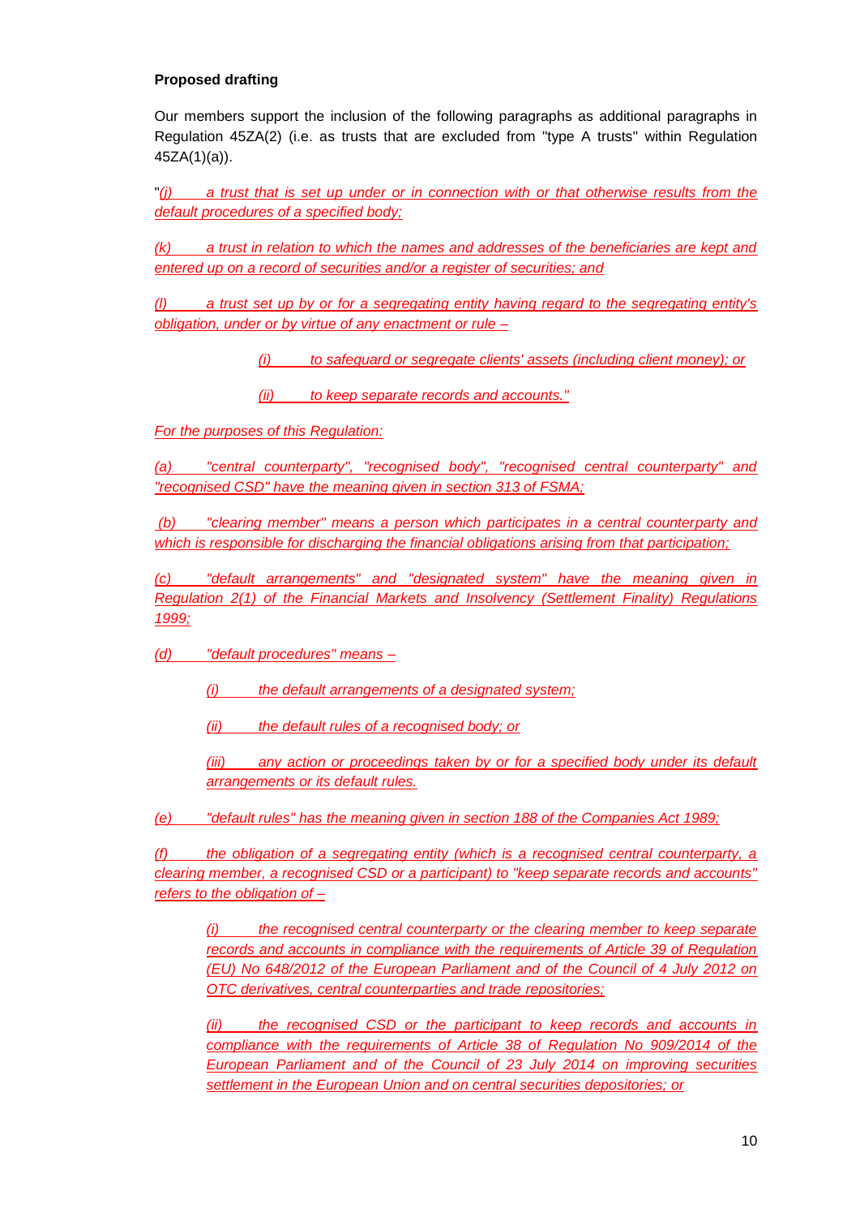**Proposed drafting**

Our members support the inclusion of the following paragraphs as additional paragraphs in Regulation 45ZA(2) (i.e. as trusts that are excluded from "type A trusts" within Regulation 45ZA(1)(a)).

"*(j) a trust that is set up under or in connection with or that otherwise results from the default procedures of a specified body;*

*(k) a trust in relation to which the names and addresses of the beneficiaries are kept and entered up on a record of securities and/or a register of securities; and*

*(l) a trust set up by or for a segregating entity having regard to the segregating entity's obligation, under or by virtue of any enactment or rule –*

> *(i) to safeguard or segregate clients' assets (including client money); or*
>
> *(ii) to keep separate records and accounts."*

*For the purposes of this Regulation:*

*(a) "central counterparty", "recognised body", "recognised central counterparty" and "recognised CSD" have the meaning given in section 313 of FSMA;*

*(b) "clearing member" means a person which participates in a central counterparty and which is responsible for discharging the financial obligations arising from that participation;*

*(c) "default arrangements" and "designated system" have the meaning given in Regulation 2(1) of the Financial Markets and Insolvency (Settlement Finality) Regulations 1999;*

*(d) "default procedures" means –*

> *(i) the default arrangements of a designated system;*
>
> *(ii) the default rules of a recognised body; or*
>
> *(iii) any action or proceedings taken by or for a specified body under its default arrangements or its default rules.*

*(e) "default rules" has the meaning given in section 188 of the Companies Act 1989;*

*(f) the obligation of a segregating entity (which is a recognised central counterparty, a clearing member, a recognised CSD or a participant) to "keep separate records and accounts" refers to the obligation of –*

> *(i) the recognised central counterparty or the clearing member to keep separate records and accounts in compliance with the requirements of Article 39 of Regulation (EU) No 648/2012 of the European Parliament and of the Council of 4 July 2012 on OTC derivatives, central counterparties and trade repositories;*
>
> *(ii) the recognised CSD or the participant to keep records and accounts in compliance with the requirements of Article 38 of Regulation No 909/2014 of the European Parliament and of the Council of 23 July 2014 on improving securities settlement in the European Union and on central securities depositories; or*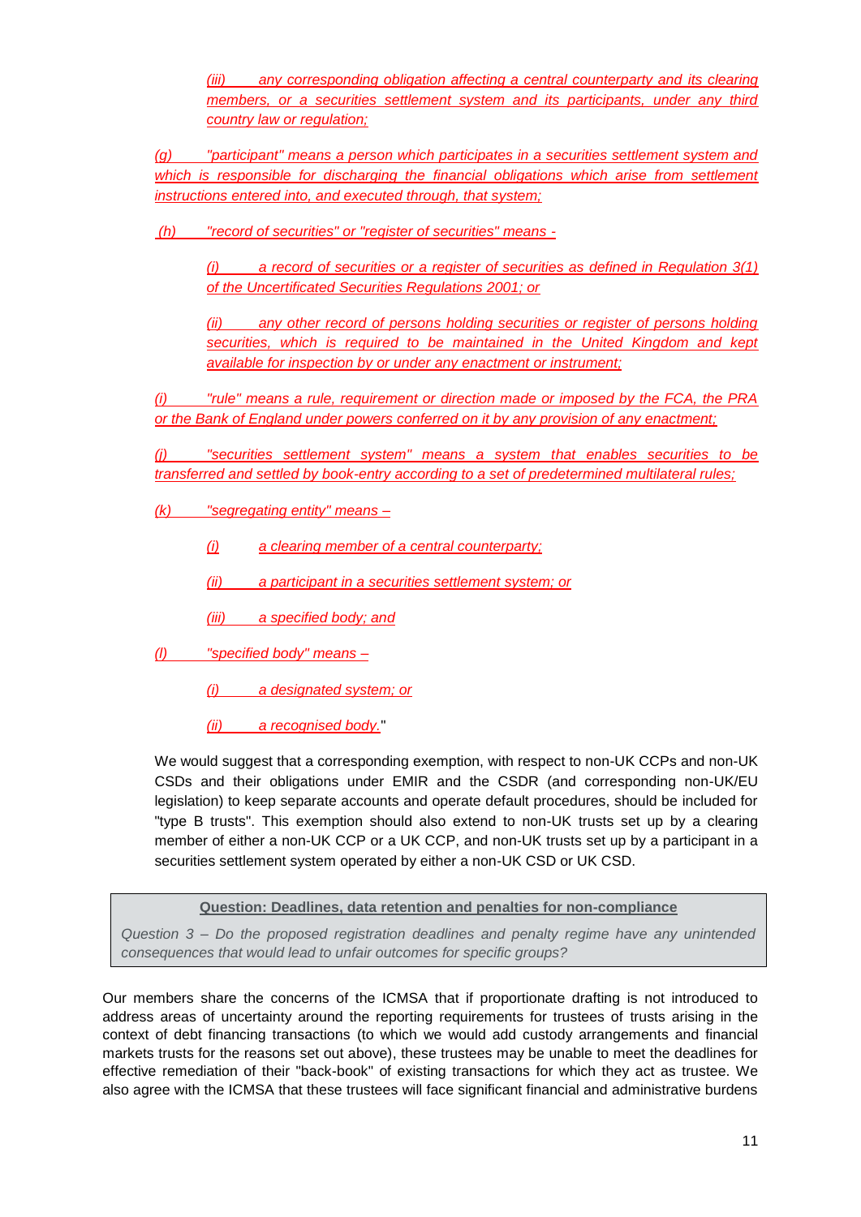(iii) any corresponding obligation affecting a central counterparty and its clearing members, or a securities settlement system and its participants, under any third country law or regulation;

(g) "participant" means a person which participates in a securities settlement system and which is responsible for discharging the financial obligations which arise from settlement instructions entered into, and executed through, that system;

(h) "record of securities" or "register of securities" means -

(i) a record of securities or a register of securities as defined in Regulation 3(1) of the Uncertificated Securities Regulations 2001; or

(ii) any other record of persons holding securities or register of persons holding securities, which is required to be maintained in the United Kingdom and kept available for inspection by or under any enactment or instrument;

(i) "rule" means a rule, requirement or direction made or imposed by the FCA, the PRA or the Bank of England under powers conferred on it by any provision of any enactment;

(j) "securities settlement system" means a system that enables securities to be transferred and settled by book-entry according to a set of predetermined multilateral rules;

(k) "segregating entity" means –

(i) a clearing member of a central counterparty;

(ii) a participant in a securities settlement system; or

(iii) a specified body; and

(l) "specified body" means –

(i) a designated system; or

(ii) a recognised body."

We would suggest that a corresponding exemption, with respect to non-UK CCPs and non-UK CSDs and their obligations under EMIR and the CSDR (and corresponding non-UK/EU legislation) to keep separate accounts and operate default procedures, should be included for "type B trusts". This exemption should also extend to non-UK trusts set up by a clearing member of either a non-UK CCP or a UK CCP, and non-UK trusts set up by a participant in a securities settlement system operated by either a non-UK CSD or UK CSD.

**Question: Deadlines, data retention and penalties for non-compliance**

*Question 3 – Do the proposed registration deadlines and penalty regime have any unintended consequences that would lead to unfair outcomes for specific groups?*

Our members share the concerns of the ICMSA that if proportionate drafting is not introduced to address areas of uncertainty around the reporting requirements for trustees of trusts arising in the context of debt financing transactions (to which we would add custody arrangements and financial markets trusts for the reasons set out above), these trustees may be unable to meet the deadlines for effective remediation of their "back-book" of existing transactions for which they act as trustee. We also agree with the ICMSA that these trustees will face significant financial and administrative burdens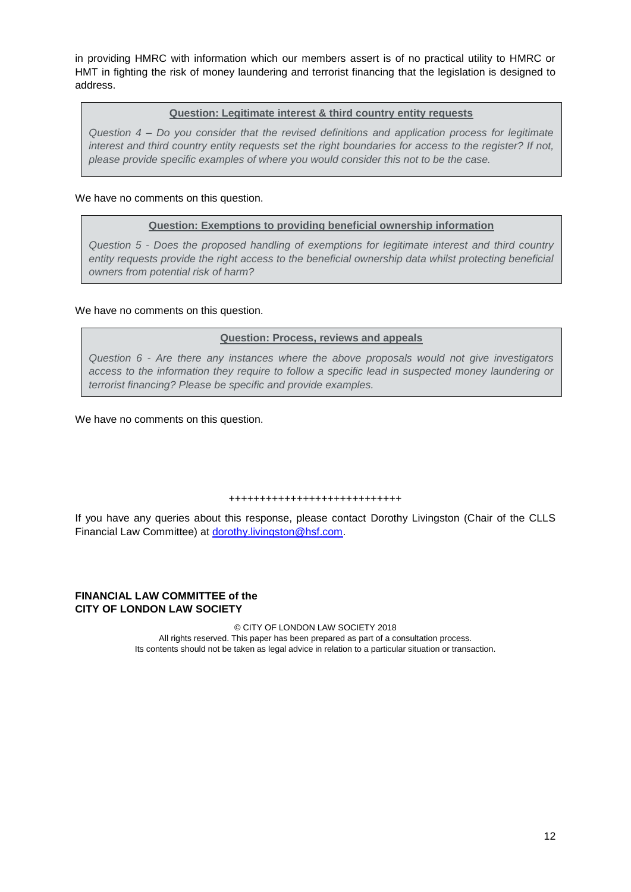in providing HMRC with information which our members assert is of no practical utility to HMRC or HMT in fighting the risk of money laundering and terrorist financing that the legislation is designed to address.

> **Question: Legitimate interest & third country entity requests**
>
> *Question 4 – Do you consider that the revised definitions and application process for legitimate interest and third country entity requests set the right boundaries for access to the register? If not, please provide specific examples of where you would consider this not to be the case.*

We have no comments on this question.

> **Question: Exemptions to providing beneficial ownership information**
>
> *Question 5 - Does the proposed handling of exemptions for legitimate interest and third country entity requests provide the right access to the beneficial ownership data whilst protecting beneficial owners from potential risk of harm?*

We have no comments on this question.

> **Question: Process, reviews and appeals**
>
> *Question 6 - Are there any instances where the above proposals would not give investigators access to the information they require to follow a specific lead in suspected money laundering or terrorist financing? Please be specific and provide examples.*

We have no comments on this question.

++++++++++++++++++++++++++++

If you have any queries about this response, please contact Dorothy Livingston (Chair of the CLLS Financial Law Committee) at dorothy.livingston@hsf.com.

**FINANCIAL LAW COMMITTEE of the CITY OF LONDON LAW SOCIETY**

© CITY OF LONDON LAW SOCIETY 2018
All rights reserved. This paper has been prepared as part of a consultation process.
Its contents should not be taken as legal advice in relation to a particular situation or transaction.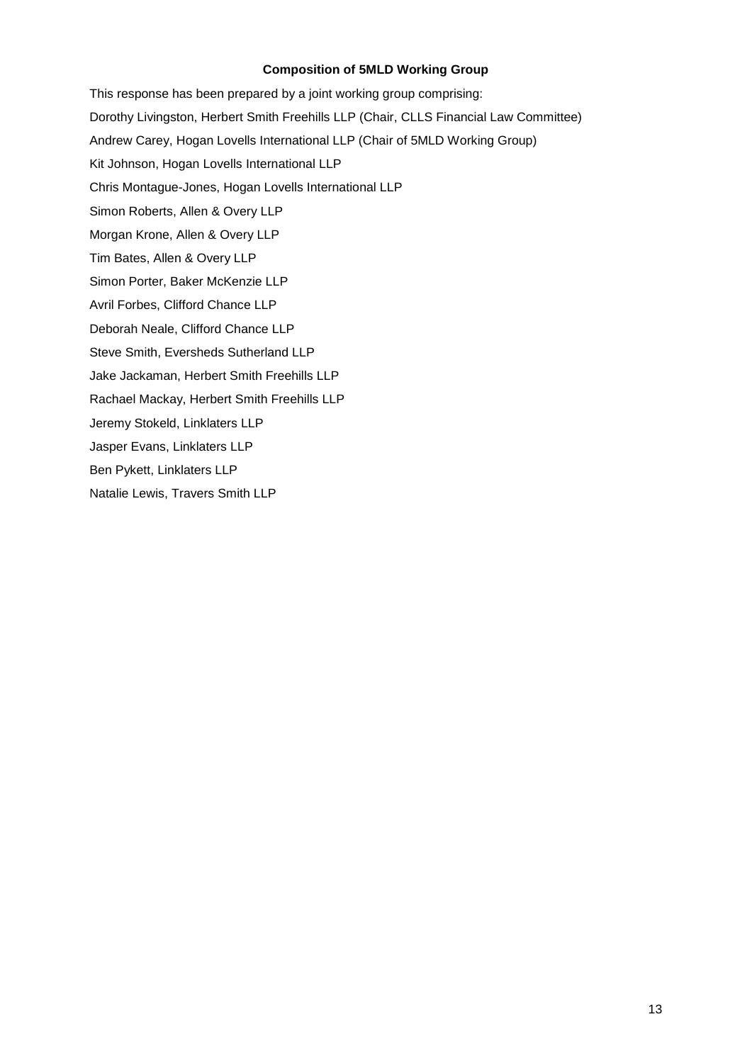**Composition of 5MLD Working Group**

This response has been prepared by a joint working group comprising:

Dorothy Livingston, Herbert Smith Freehills LLP (Chair, CLLS Financial Law Committee)

Andrew Carey, Hogan Lovells International LLP (Chair of 5MLD Working Group)

Kit Johnson, Hogan Lovells International LLP

Chris Montague-Jones, Hogan Lovells International LLP

Simon Roberts, Allen & Overy LLP

Morgan Krone, Allen & Overy LLP

Tim Bates, Allen & Overy LLP

Simon Porter, Baker McKenzie LLP

Avril Forbes, Clifford Chance LLP

Deborah Neale, Clifford Chance LLP

Steve Smith, Eversheds Sutherland LLP

Jake Jackaman, Herbert Smith Freehills LLP

Rachael Mackay, Herbert Smith Freehills LLP

Jeremy Stokeld, Linklaters LLP

Jasper Evans, Linklaters LLP

Ben Pykett, Linklaters LLP

Natalie Lewis, Travers Smith LLP